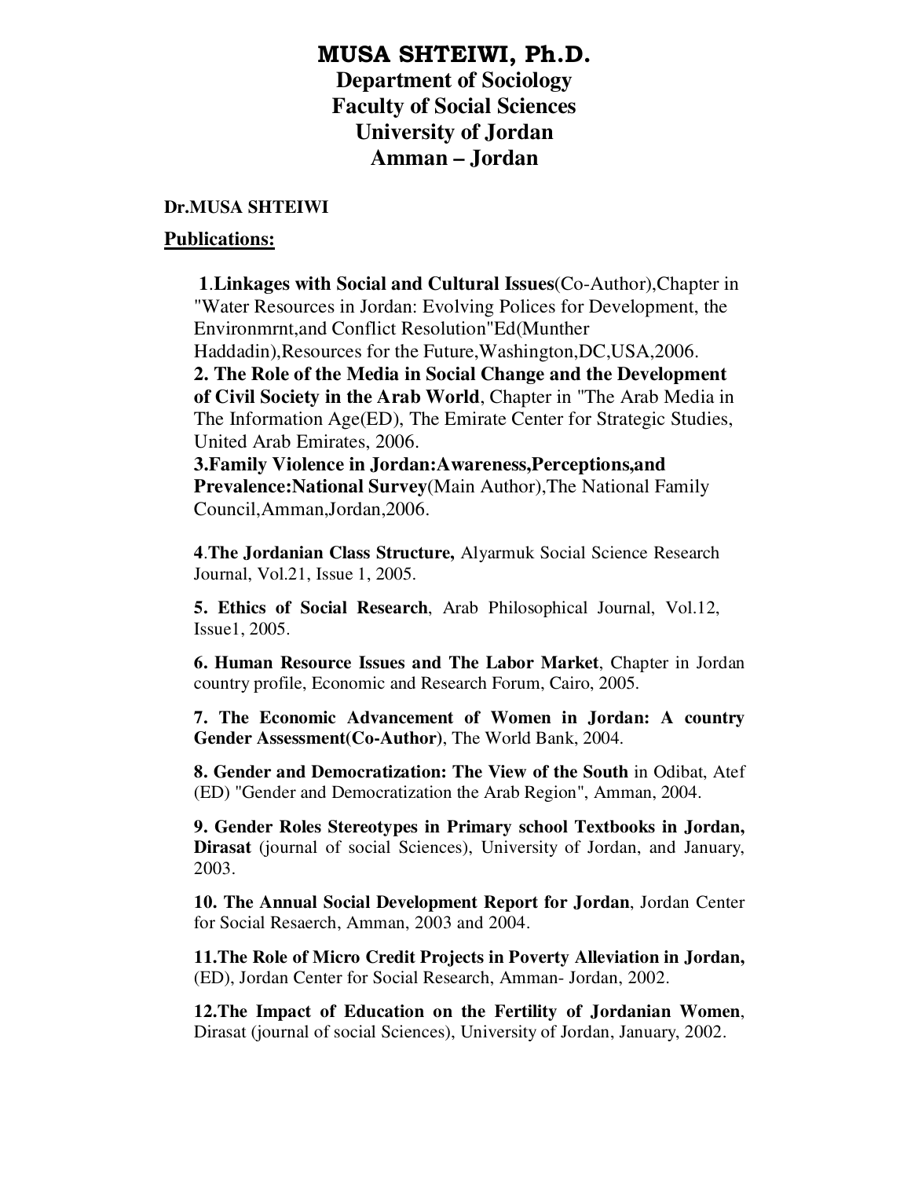# MUSA SHTEIWI, Ph.D.

## Department of Sociology
## Faculty of Social Sciences
## University of Jordan
## Amman – Jordan

**Dr.MUSA SHTEIWI**

**Publications:**

**1**.**Linkages with Social and Cultural Issues**(Co-Author),Chapter in "Water Resources in Jordan: Evolving Polices for Development, the Environmrnt,and Conflict Resolution"Ed(Munther Haddadin),Resources for the Future,Washington,DC,USA,2006.

**2. The Role of the Media in Social Change and the Development of Civil Society in the Arab World**, Chapter in "The Arab Media in The Information Age(ED), The Emirate Center for Strategic Studies, United Arab Emirates, 2006.

**3.Family Violence in Jordan:Awareness,Perceptions,and Prevalence:National Survey**(Main Author),The National Family Council,Amman,Jordan,2006.

**4**.**The Jordanian Class Structure,** Alyarmuk Social Science Research Journal, Vol.21, Issue 1, 2005.

**5. Ethics of Social Research**, Arab Philosophical Journal, Vol.12, Issue1, 2005.

**6. Human Resource Issues and The Labor Market**, Chapter in Jordan country profile, Economic and Research Forum, Cairo, 2005.

**7. The Economic Advancement of Women in Jordan: A country Gender Assessment(Co-Author)**, The World Bank, 2004.

**8. Gender and Democratization: The View of the South** in Odibat, Atef (ED) "Gender and Democratization the Arab Region", Amman, 2004.

**9. Gender Roles Stereotypes in Primary school Textbooks in Jordan, Dirasat** (journal of social Sciences), University of Jordan, and January, 2003.

**10. The Annual Social Development Report for Jordan**, Jordan Center for Social Resaerch, Amman, 2003 and 2004.

**11.The Role of Micro Credit Projects in Poverty Alleviation in Jordan,** (ED), Jordan Center for Social Research, Amman- Jordan, 2002.

**12.The Impact of Education on the Fertility of Jordanian Women**, Dirasat (journal of social Sciences), University of Jordan, January, 2002.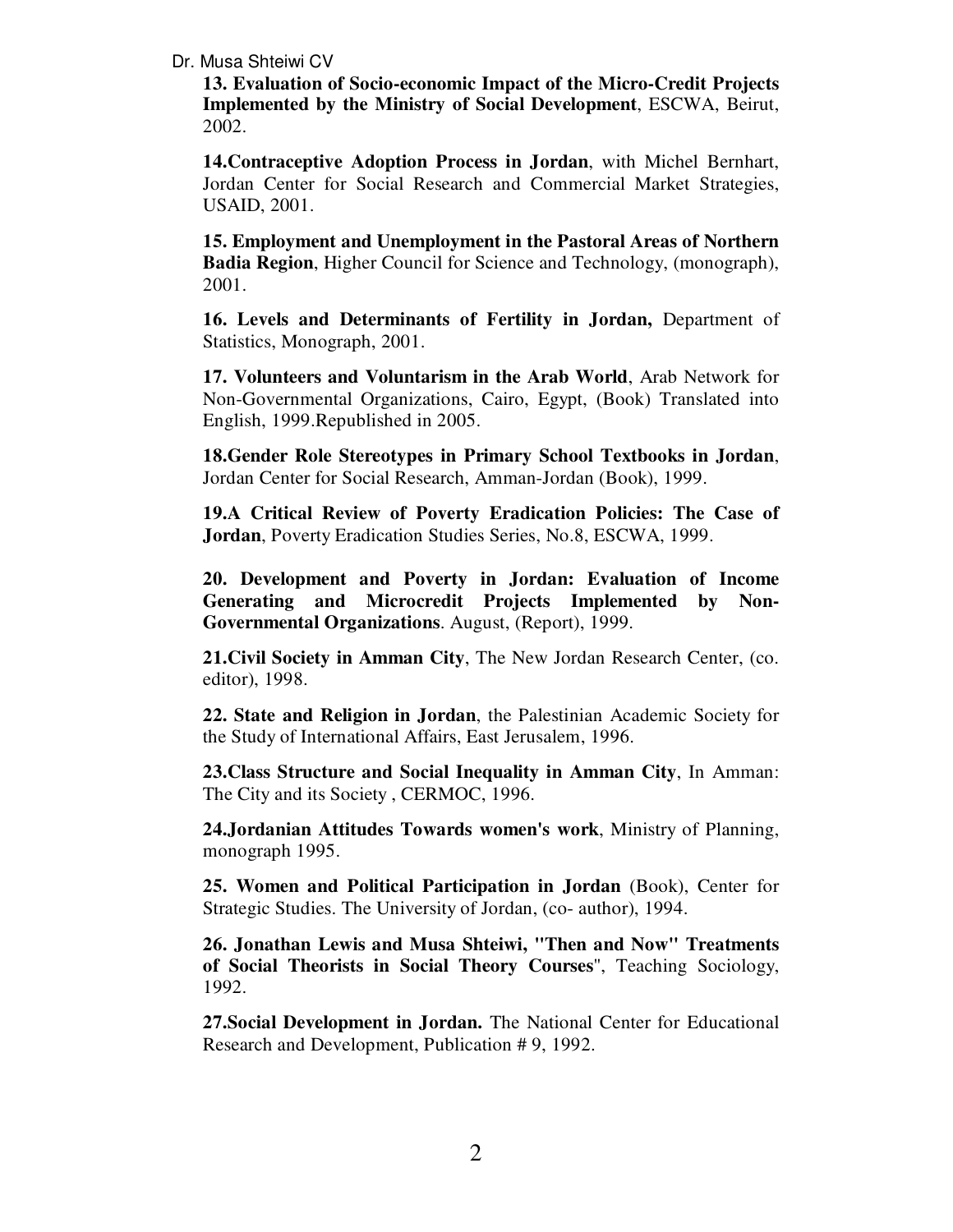**13. Evaluation of Socio-economic Impact of the Micro-Credit Projects Implemented by the Ministry of Social Development**, ESCWA, Beirut, 2002.

**14.Contraceptive Adoption Process in Jordan**, with Michel Bernhart, Jordan Center for Social Research and Commercial Market Strategies, USAID, 2001.

**15. Employment and Unemployment in the Pastoral Areas of Northern Badia Region**, Higher Council for Science and Technology, (monograph), 2001.

**16. Levels and Determinants of Fertility in Jordan,** Department of Statistics, Monograph, 2001.

**17. Volunteers and Voluntarism in the Arab World**, Arab Network for Non-Governmental Organizations, Cairo, Egypt, (Book) Translated into English, 1999.Republished in 2005.

**18.Gender Role Stereotypes in Primary School Textbooks in Jordan**, Jordan Center for Social Research, Amman-Jordan (Book), 1999.

**19.A Critical Review of Poverty Eradication Policies: The Case of Jordan**, Poverty Eradication Studies Series, No.8, ESCWA, 1999.

**20. Development and Poverty in Jordan: Evaluation of Income Generating and Microcredit Projects Implemented by Non-Governmental Organizations**. August, (Report), 1999.

**21.Civil Society in Amman City**, The New Jordan Research Center, (co. editor), 1998.

**22. State and Religion in Jordan**, the Palestinian Academic Society for the Study of International Affairs, East Jerusalem, 1996.

**23.Class Structure and Social Inequality in Amman City**, In Amman: The City and its Society , CERMOC, 1996.

**24.Jordanian Attitudes Towards women's work**, Ministry of Planning, monograph 1995.

**25. Women and Political Participation in Jordan** (Book), Center for Strategic Studies. The University of Jordan, (co- author), 1994.

**26. Jonathan Lewis and Musa Shteiwi, "Then and Now" Treatments of Social Theorists in Social Theory Courses**", Teaching Sociology, 1992.

**27.Social Development in Jordan.** The National Center for Educational Research and Development, Publication # 9, 1992.